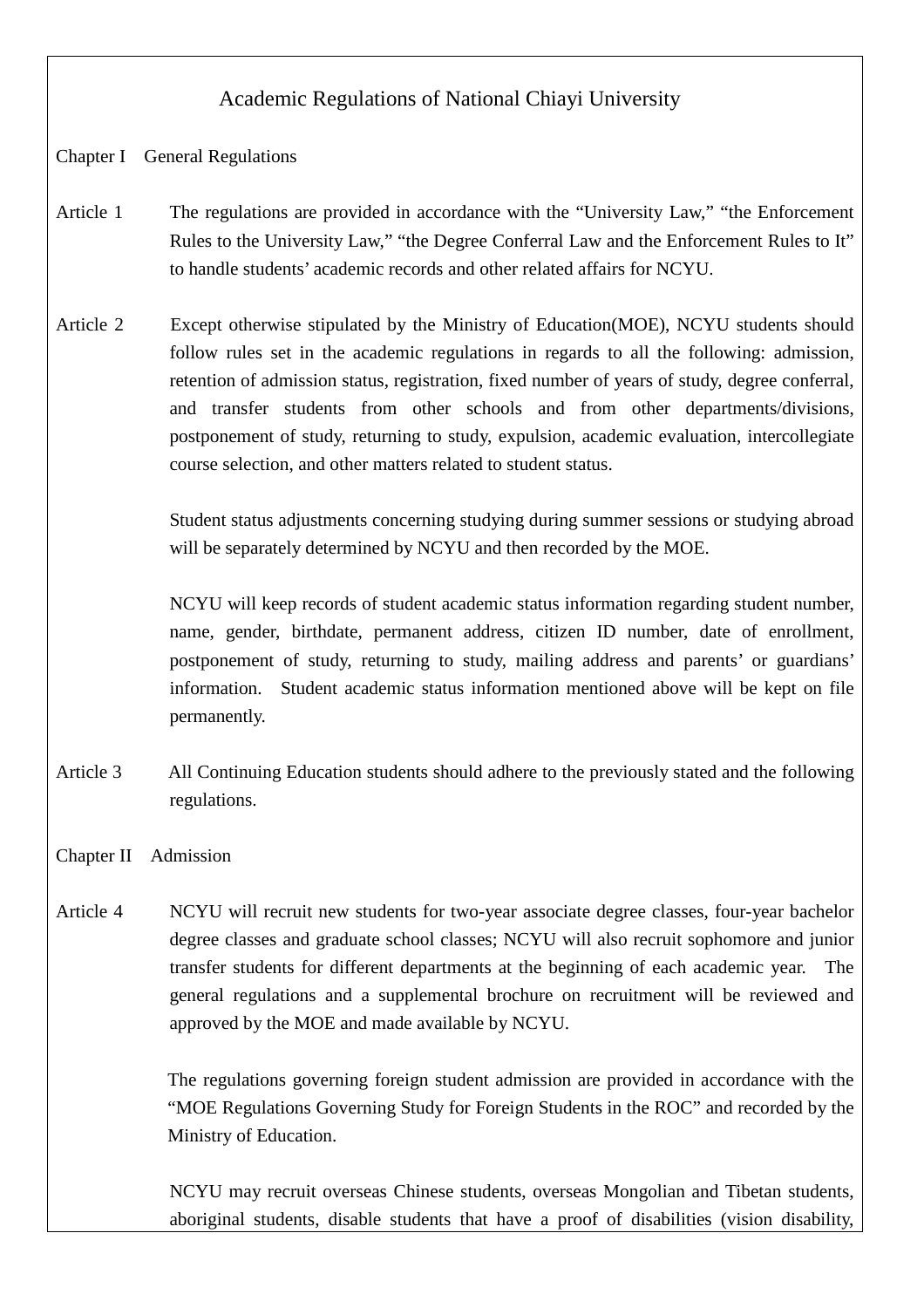# Academic Regulations of National Chiayi University

## Chapter I General Regulations

**Article 1** The regulations are provided in accordance with the “University Law,” “the Enforcement Rules to the University Law,” “the Degree Conferral Law and the Enforcement Rules to It” to handle students’ academic records and other related affairs for NCYU.

**Article 2** Except otherwise stipulated by the Ministry of Education(MOE), NCYU students should follow rules set in the academic regulations in regards to all the following: admission, retention of admission status, registration, fixed number of years of study, degree conferral, and transfer students from other schools and from other departments/divisions, postponement of study, returning to study, expulsion, academic evaluation, intercollegiate course selection, and other matters related to student status.

Student status adjustments concerning studying during summer sessions or studying abroad will be separately determined by NCYU and then recorded by the MOE.

NCYU will keep records of student academic status information regarding student number, name, gender, birthdate, permanent address, citizen ID number, date of enrollment, postponement of study, returning to study, mailing address and parents’ or guardians’ information. Student academic status information mentioned above will be kept on file permanently.

**Article 3** All Continuing Education students should adhere to the previously stated and the following regulations.

## Chapter II Admission

**Article 4** NCYU will recruit new students for two-year associate degree classes, four-year bachelor degree classes and graduate school classes; NCYU will also recruit sophomore and junior transfer students for different departments at the beginning of each academic year. The general regulations and a supplemental brochure on recruitment will be reviewed and approved by the MOE and made available by NCYU.

The regulations governing foreign student admission are provided in accordance with the “MOE Regulations Governing Study for Foreign Students in the ROC” and recorded by the Ministry of Education.

NCYU may recruit overseas Chinese students, overseas Mongolian and Tibetan students, aboriginal students, disable students that have a proof of disabilities (vision disability,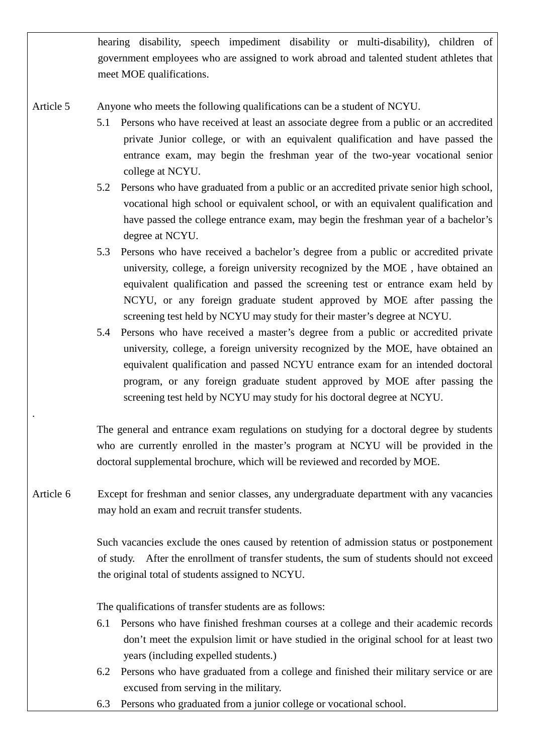hearing disability, speech impediment disability or multi-disability), children of government employees who are assigned to work abroad and talented student athletes that meet MOE qualifications.

Article 5 Anyone who meets the following qualifications can be a student of NCYU.

5.1 Persons who have received at least an associate degree from a public or an accredited private Junior college, or with an equivalent qualification and have passed the entrance exam, may begin the freshman year of the two-year vocational senior college at NCYU.

5.2 Persons who have graduated from a public or an accredited private senior high school, vocational high school or equivalent school, or with an equivalent qualification and have passed the college entrance exam, may begin the freshman year of a bachelor's degree at NCYU.

5.3 Persons who have received a bachelor's degree from a public or accredited private university, college, a foreign university recognized by the MOE , have obtained an equivalent qualification and passed the screening test or entrance exam held by NCYU, or any foreign graduate student approved by MOE after passing the screening test held by NCYU may study for their master's degree at NCYU.

5.4 Persons who have received a master's degree from a public or accredited private university, college, a foreign university recognized by the MOE, have obtained an equivalent qualification and passed NCYU entrance exam for an intended doctoral program, or any foreign graduate student approved by MOE after passing the screening test held by NCYU may study for his doctoral degree at NCYU.

.

The general and entrance exam regulations on studying for a doctoral degree by students who are currently enrolled in the master's program at NCYU will be provided in the doctoral supplemental brochure, which will be reviewed and recorded by MOE.

Article 6 Except for freshman and senior classes, any undergraduate department with any vacancies may hold an exam and recruit transfer students.

Such vacancies exclude the ones caused by retention of admission status or postponement of study. After the enrollment of transfer students, the sum of students should not exceed the original total of students assigned to NCYU.

The qualifications of transfer students are as follows:

6.1 Persons who have finished freshman courses at a college and their academic records don't meet the expulsion limit or have studied in the original school for at least two years (including expelled students.)

6.2 Persons who have graduated from a college and finished their military service or are excused from serving in the military.

6.3 Persons who graduated from a junior college or vocational school.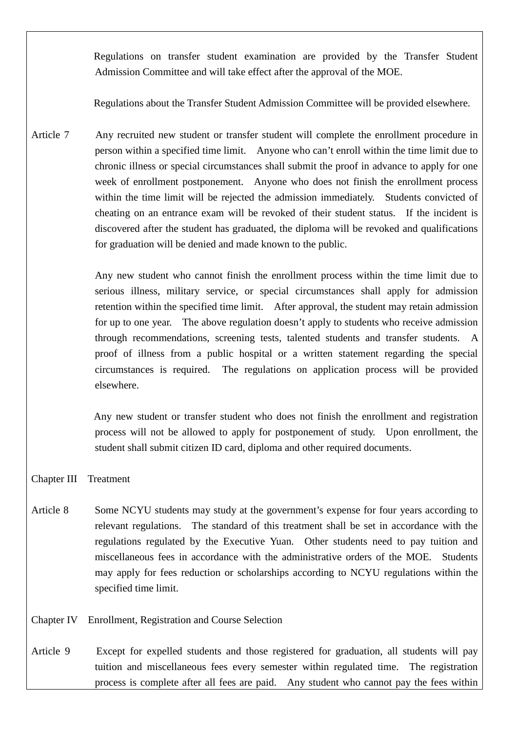Regulations on transfer student examination are provided by the Transfer Student Admission Committee and will take effect after the approval of the MOE.

Regulations about the Transfer Student Admission Committee will be provided elsewhere.

Article 7 Any recruited new student or transfer student will complete the enrollment procedure in person within a specified time limit. Anyone who can't enroll within the time limit due to chronic illness or special circumstances shall submit the proof in advance to apply for one week of enrollment postponement. Anyone who does not finish the enrollment process within the time limit will be rejected the admission immediately. Students convicted of cheating on an entrance exam will be revoked of their student status. If the incident is discovered after the student has graduated, the diploma will be revoked and qualifications for graduation will be denied and made known to the public.

Any new student who cannot finish the enrollment process within the time limit due to serious illness, military service, or special circumstances shall apply for admission retention within the specified time limit. After approval, the student may retain admission for up to one year. The above regulation doesn't apply to students who receive admission through recommendations, screening tests, talented students and transfer students. A proof of illness from a public hospital or a written statement regarding the special circumstances is required. The regulations on application process will be provided elsewhere.

Any new student or transfer student who does not finish the enrollment and registration process will not be allowed to apply for postponement of study. Upon enrollment, the student shall submit citizen ID card, diploma and other required documents.

## Chapter III Treatment

Article 8 Some NCYU students may study at the government's expense for four years according to relevant regulations. The standard of this treatment shall be set in accordance with the regulations regulated by the Executive Yuan. Other students need to pay tuition and miscellaneous fees in accordance with the administrative orders of the MOE. Students may apply for fees reduction or scholarships according to NCYU regulations within the specified time limit.

## Chapter IV Enrollment, Registration and Course Selection

Article 9 Except for expelled students and those registered for graduation, all students will pay tuition and miscellaneous fees every semester within regulated time. The registration process is complete after all fees are paid. Any student who cannot pay the fees within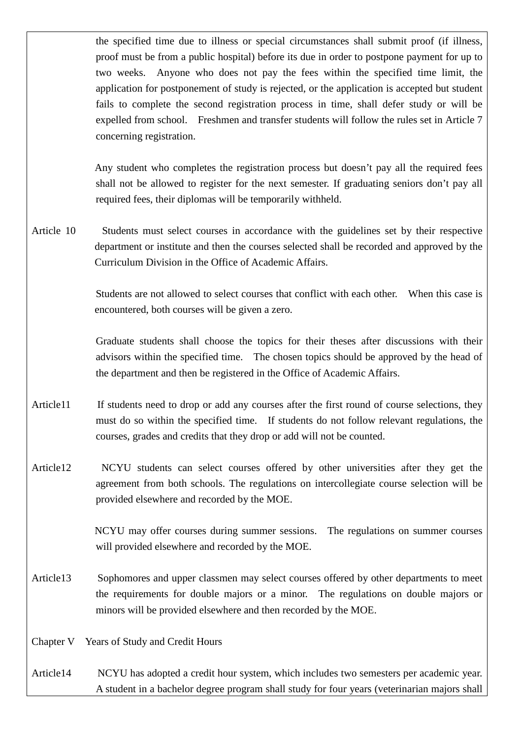the specified time due to illness or special circumstances shall submit proof (if illness, proof must be from a public hospital) before its due in order to postpone payment for up to two weeks. Anyone who does not pay the fees within the specified time limit, the application for postponement of study is rejected, or the application is accepted but student fails to complete the second registration process in time, shall defer study or will be expelled from school. Freshmen and transfer students will follow the rules set in Article 7 concerning registration.

Any student who completes the registration process but doesn't pay all the required fees shall not be allowed to register for the next semester. If graduating seniors don't pay all required fees, their diplomas will be temporarily withheld.

Article 10 Students must select courses in accordance with the guidelines set by their respective department or institute and then the courses selected shall be recorded and approved by the Curriculum Division in the Office of Academic Affairs.

Students are not allowed to select courses that conflict with each other. When this case is encountered, both courses will be given a zero.

Graduate students shall choose the topics for their theses after discussions with their advisors within the specified time. The chosen topics should be approved by the head of the department and then be registered in the Office of Academic Affairs.

Article11 If students need to drop or add any courses after the first round of course selections, they must do so within the specified time. If students do not follow relevant regulations, the courses, grades and credits that they drop or add will not be counted.

Article12 NCYU students can select courses offered by other universities after they get the agreement from both schools. The regulations on intercollegiate course selection will be provided elsewhere and recorded by the MOE.

NCYU may offer courses during summer sessions. The regulations on summer courses will provided elsewhere and recorded by the MOE.

Article13 Sophomores and upper classmen may select courses offered by other departments to meet the requirements for double majors or a minor. The regulations on double majors or minors will be provided elsewhere and then recorded by the MOE.

## Chapter V Years of Study and Credit Hours

Article14 NCYU has adopted a credit hour system, which includes two semesters per academic year. A student in a bachelor degree program shall study for four years (veterinarian majors shall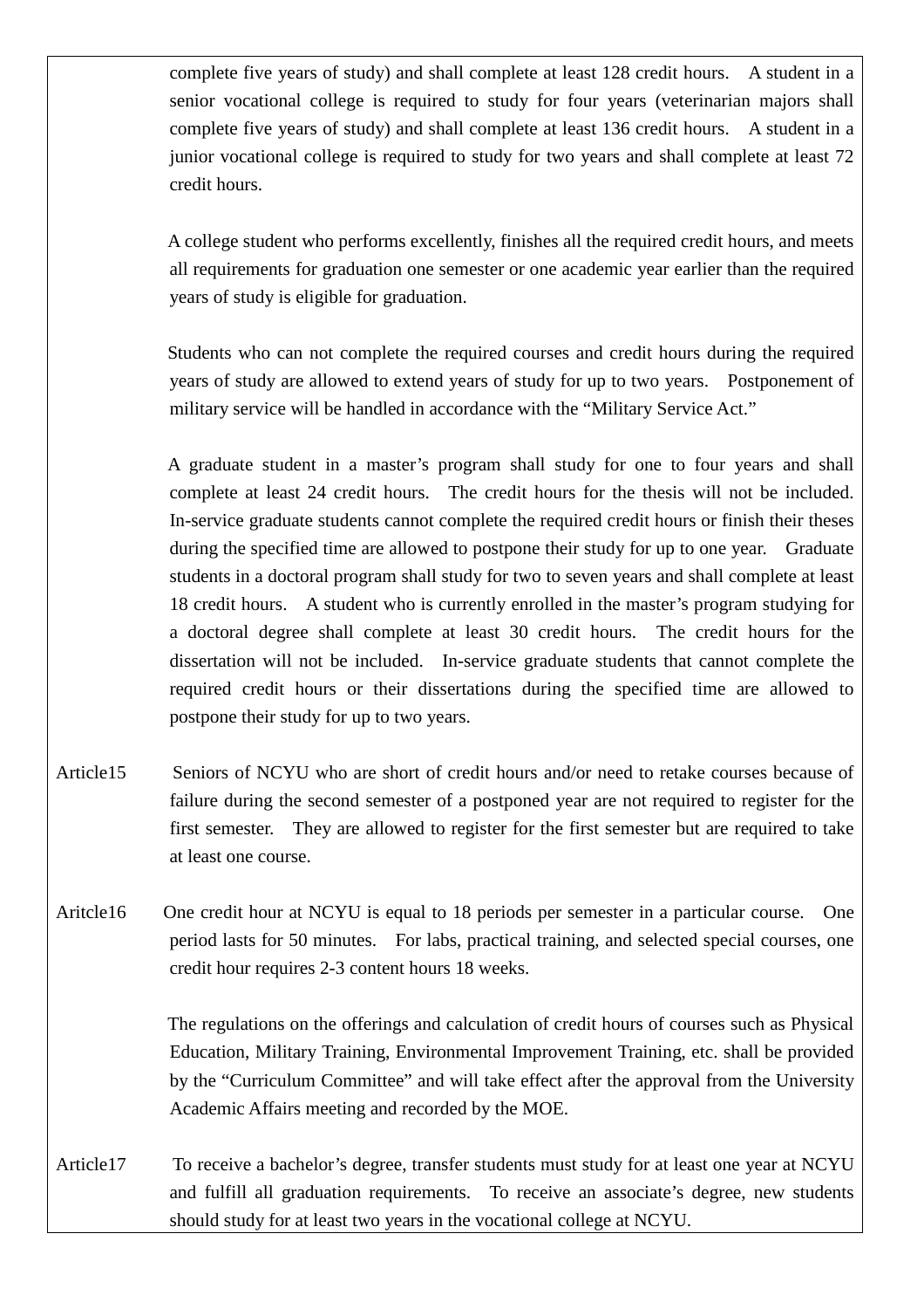complete five years of study) and shall complete at least 128 credit hours. A student in a senior vocational college is required to study for four years (veterinarian majors shall complete five years of study) and shall complete at least 136 credit hours. A student in a junior vocational college is required to study for two years and shall complete at least 72 credit hours.

A college student who performs excellently, finishes all the required credit hours, and meets all requirements for graduation one semester or one academic year earlier than the required years of study is eligible for graduation.

Students who can not complete the required courses and credit hours during the required years of study are allowed to extend years of study for up to two years. Postponement of military service will be handled in accordance with the "Military Service Act."

A graduate student in a master's program shall study for one to four years and shall complete at least 24 credit hours. The credit hours for the thesis will not be included. In-service graduate students cannot complete the required credit hours or finish their theses during the specified time are allowed to postpone their study for up to one year. Graduate students in a doctoral program shall study for two to seven years and shall complete at least 18 credit hours. A student who is currently enrolled in the master's program studying for a doctoral degree shall complete at least 30 credit hours. The credit hours for the dissertation will not be included. In-service graduate students that cannot complete the required credit hours or their dissertations during the specified time are allowed to postpone their study for up to two years.

Article15 Seniors of NCYU who are short of credit hours and/or need to retake courses because of failure during the second semester of a postponed year are not required to register for the first semester. They are allowed to register for the first semester but are required to take at least one course.

Aritcle16 One credit hour at NCYU is equal to 18 periods per semester in a particular course. One period lasts for 50 minutes. For labs, practical training, and selected special courses, one credit hour requires 2-3 content hours 18 weeks.

The regulations on the offerings and calculation of credit hours of courses such as Physical Education, Military Training, Environmental Improvement Training, etc. shall be provided by the "Curriculum Committee" and will take effect after the approval from the University Academic Affairs meeting and recorded by the MOE.

Article17 To receive a bachelor's degree, transfer students must study for at least one year at NCYU and fulfill all graduation requirements. To receive an associate's degree, new students should study for at least two years in the vocational college at NCYU.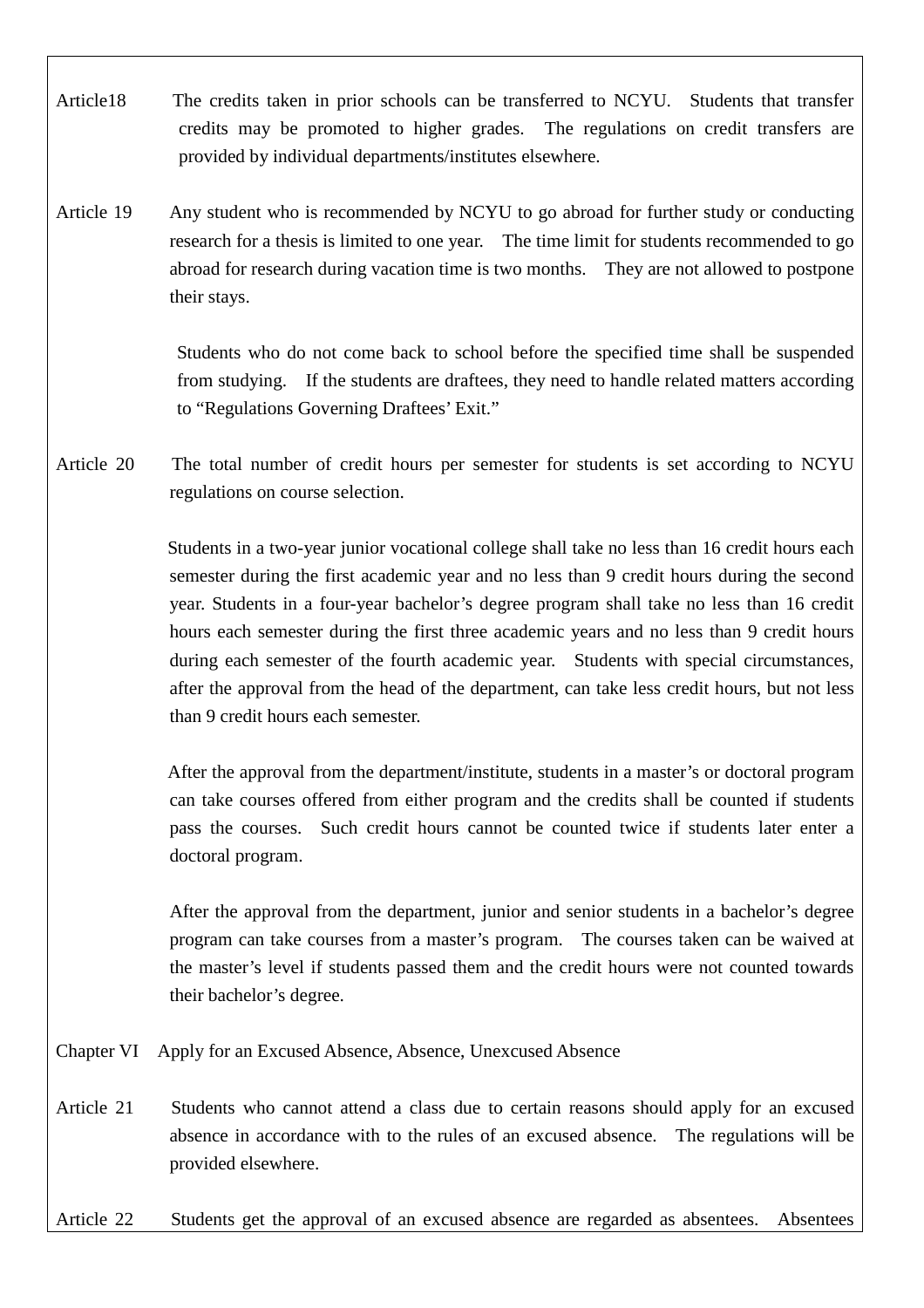Article18 The credits taken in prior schools can be transferred to NCYU. Students that transfer credits may be promoted to higher grades. The regulations on credit transfers are provided by individual departments/institutes elsewhere.

Article 19 Any student who is recommended by NCYU to go abroad for further study or conducting research for a thesis is limited to one year. The time limit for students recommended to go abroad for research during vacation time is two months. They are not allowed to postpone their stays.

Students who do not come back to school before the specified time shall be suspended from studying. If the students are draftees, they need to handle related matters according to "Regulations Governing Draftees' Exit."

Article 20 The total number of credit hours per semester for students is set according to NCYU regulations on course selection.

Students in a two-year junior vocational college shall take no less than 16 credit hours each semester during the first academic year and no less than 9 credit hours during the second year. Students in a four-year bachelor's degree program shall take no less than 16 credit hours each semester during the first three academic years and no less than 9 credit hours during each semester of the fourth academic year. Students with special circumstances, after the approval from the head of the department, can take less credit hours, but not less than 9 credit hours each semester.

After the approval from the department/institute, students in a master's or doctoral program can take courses offered from either program and the credits shall be counted if students pass the courses. Such credit hours cannot be counted twice if students later enter a doctoral program.

After the approval from the department, junior and senior students in a bachelor's degree program can take courses from a master's program. The courses taken can be waived at the master's level if students passed them and the credit hours were not counted towards their bachelor's degree.

## Chapter VI Apply for an Excused Absence, Absence, Unexcused Absence

Article 21 Students who cannot attend a class due to certain reasons should apply for an excused absence in accordance with to the rules of an excused absence. The regulations will be provided elsewhere.

Article 22 Students get the approval of an excused absence are regarded as absentees. Absentees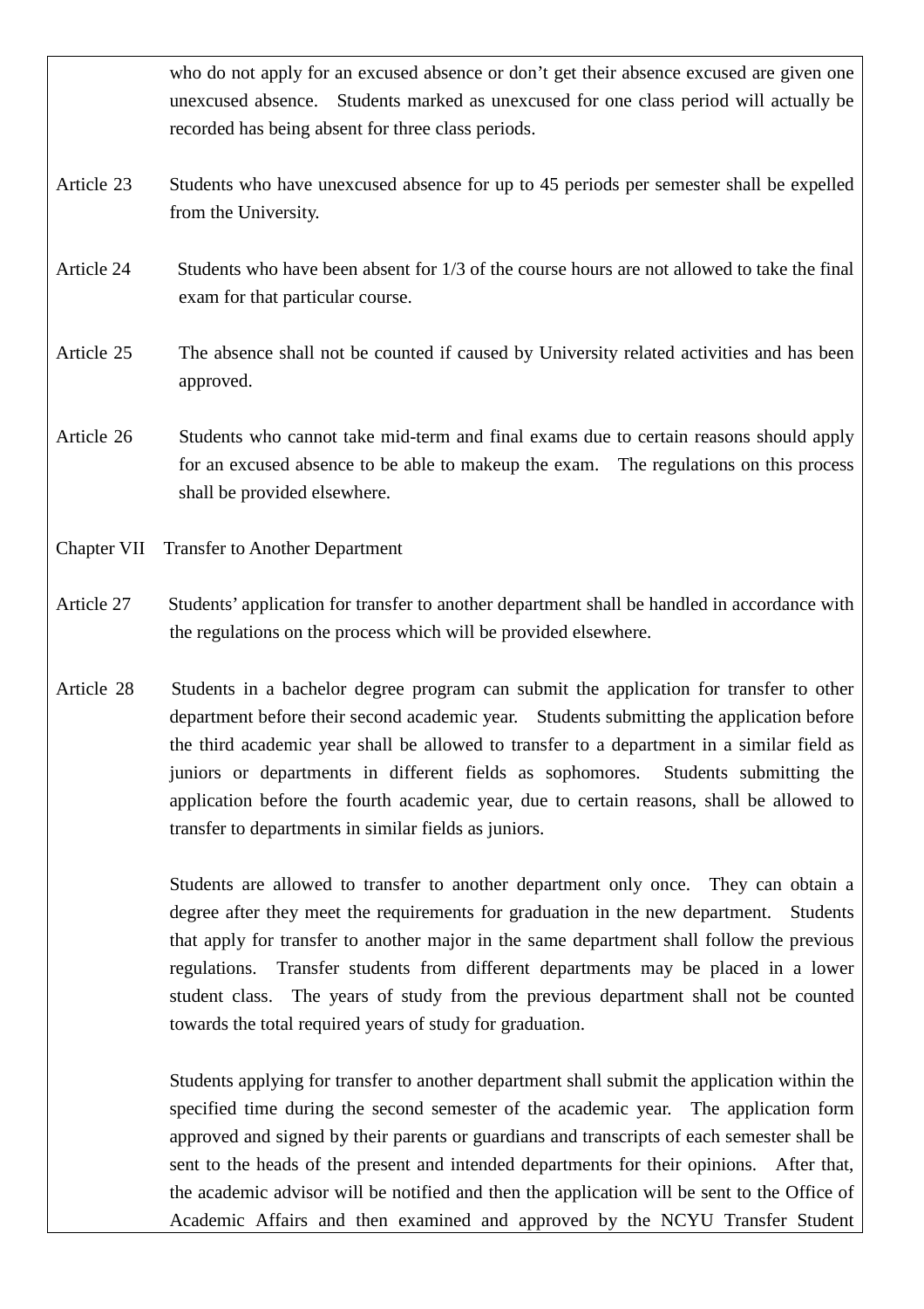who do not apply for an excused absence or don’t get their absence excused are given one unexcused absence. Students marked as unexcused for one class period will actually be recorded has being absent for three class periods.

Article 23 Students who have unexcused absence for up to 45 periods per semester shall be expelled from the University.

Article 24 Students who have been absent for 1/3 of the course hours are not allowed to take the final exam for that particular course.

Article 25 The absence shall not be counted if caused by University related activities and has been approved.

Article 26 Students who cannot take mid-term and final exams due to certain reasons should apply for an excused absence to be able to makeup the exam. The regulations on this process shall be provided elsewhere.

## Chapter VII Transfer to Another Department

Article 27 Students’ application for transfer to another department shall be handled in accordance with the regulations on the process which will be provided elsewhere.

Article 28 Students in a bachelor degree program can submit the application for transfer to other department before their second academic year. Students submitting the application before the third academic year shall be allowed to transfer to a department in a similar field as juniors or departments in different fields as sophomores. Students submitting the application before the fourth academic year, due to certain reasons, shall be allowed to transfer to departments in similar fields as juniors.

Students are allowed to transfer to another department only once. They can obtain a degree after they meet the requirements for graduation in the new department. Students that apply for transfer to another major in the same department shall follow the previous regulations. Transfer students from different departments may be placed in a lower student class. The years of study from the previous department shall not be counted towards the total required years of study for graduation.

Students applying for transfer to another department shall submit the application within the specified time during the second semester of the academic year. The application form approved and signed by their parents or guardians and transcripts of each semester shall be sent to the heads of the present and intended departments for their opinions. After that, the academic advisor will be notified and then the application will be sent to the Office of Academic Affairs and then examined and approved by the NCYU Transfer Student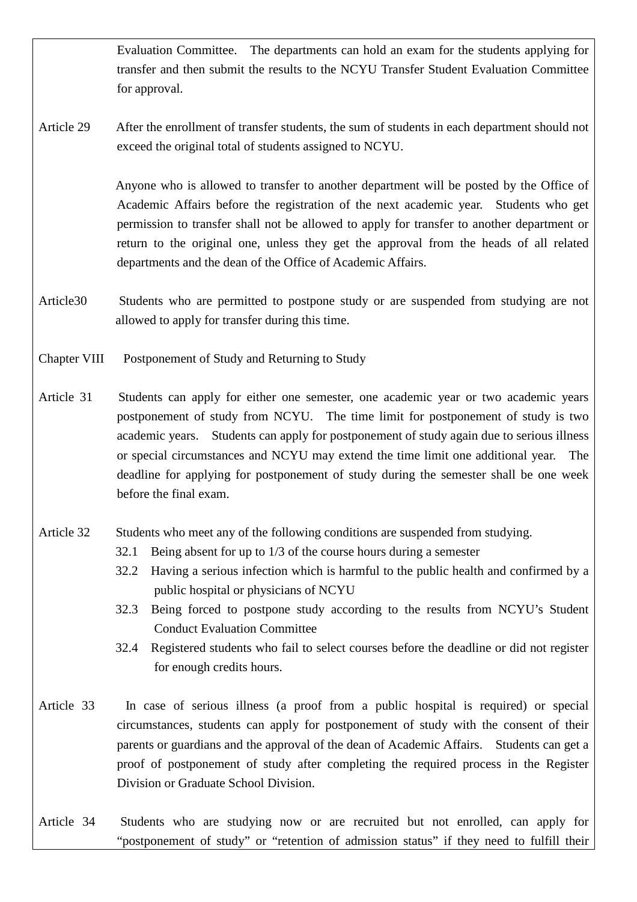Evaluation Committee. The departments can hold an exam for the students applying for transfer and then submit the results to the NCYU Transfer Student Evaluation Committee for approval.

Article 29 After the enrollment of transfer students, the sum of students in each department should not exceed the original total of students assigned to NCYU.

Anyone who is allowed to transfer to another department will be posted by the Office of Academic Affairs before the registration of the next academic year. Students who get permission to transfer shall not be allowed to apply for transfer to another department or return to the original one, unless they get the approval from the heads of all related departments and the dean of the Office of Academic Affairs.

Article30 Students who are permitted to postpone study or are suspended from studying are not allowed to apply for transfer during this time.

## Chapter VIII Postponement of Study and Returning to Study

Article 31 Students can apply for either one semester, one academic year or two academic years postponement of study from NCYU. The time limit for postponement of study is two academic years. Students can apply for postponement of study again due to serious illness or special circumstances and NCYU may extend the time limit one additional year. The deadline for applying for postponement of study during the semester shall be one week before the final exam.

Article 32 Students who meet any of the following conditions are suspended from studying.

32.1 Being absent for up to 1/3 of the course hours during a semester

32.2 Having a serious infection which is harmful to the public health and confirmed by a public hospital or physicians of NCYU

32.3 Being forced to postpone study according to the results from NCYU's Student Conduct Evaluation Committee

32.4 Registered students who fail to select courses before the deadline or did not register for enough credits hours.

Article 33 In case of serious illness (a proof from a public hospital is required) or special circumstances, students can apply for postponement of study with the consent of their parents or guardians and the approval of the dean of Academic Affairs. Students can get a proof of postponement of study after completing the required process in the Register Division or Graduate School Division.

Article 34 Students who are studying now or are recruited but not enrolled, can apply for "postponement of study" or "retention of admission status" if they need to fulfill their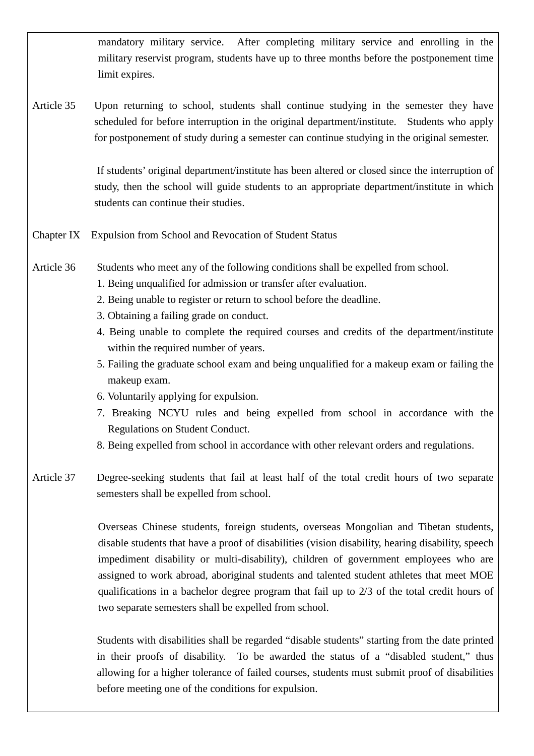mandatory military service. After completing military service and enrolling in the military reservist program, students have up to three months before the postponement time limit expires.

**Article 35** Upon returning to school, students shall continue studying in the semester they have scheduled for before interruption in the original department/institute. Students who apply for postponement of study during a semester can continue studying in the original semester.

If students' original department/institute has been altered or closed since the interruption of study, then the school will guide students to an appropriate department/institute in which students can continue their studies.

## Chapter IX Expulsion from School and Revocation of Student Status

**Article 36** Students who meet any of the following conditions shall be expelled from school.

1. Being unqualified for admission or transfer after evaluation.
2. Being unable to register or return to school before the deadline.
3. Obtaining a failing grade on conduct.
4. Being unable to complete the required courses and credits of the department/institute within the required number of years.
5. Failing the graduate school exam and being unqualified for a makeup exam or failing the makeup exam.
6. Voluntarily applying for expulsion.
7. Breaking NCYU rules and being expelled from school in accordance with the Regulations on Student Conduct.
8. Being expelled from school in accordance with other relevant orders and regulations.

**Article 37** Degree-seeking students that fail at least half of the total credit hours of two separate semesters shall be expelled from school.

Overseas Chinese students, foreign students, overseas Mongolian and Tibetan students, disable students that have a proof of disabilities (vision disability, hearing disability, speech impediment disability or multi-disability), children of government employees who are assigned to work abroad, aboriginal students and talented student athletes that meet MOE qualifications in a bachelor degree program that fail up to 2/3 of the total credit hours of two separate semesters shall be expelled from school.

Students with disabilities shall be regarded "disable students" starting from the date printed in their proofs of disability. To be awarded the status of a "disabled student," thus allowing for a higher tolerance of failed courses, students must submit proof of disabilities before meeting one of the conditions for expulsion.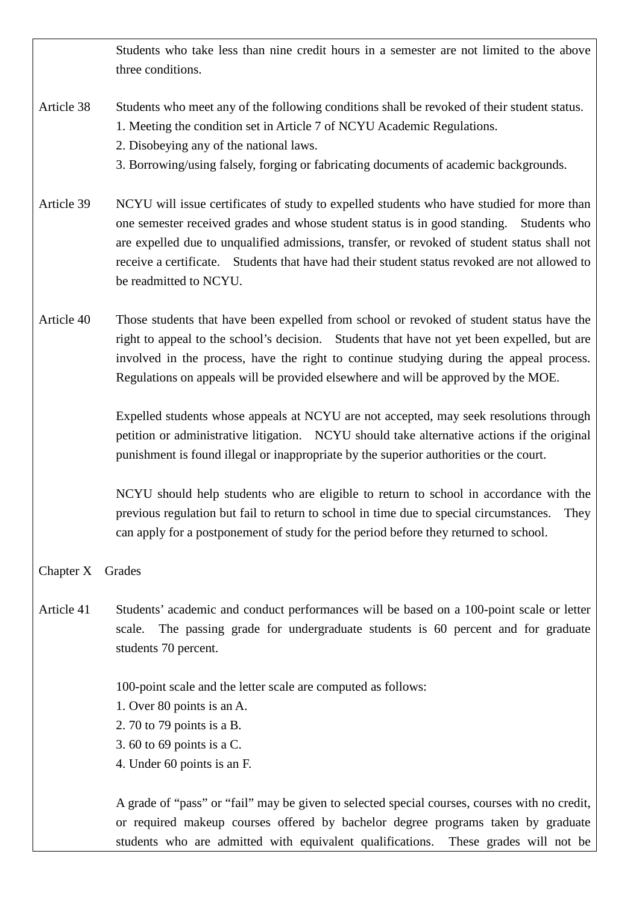Students who take less than nine credit hours in a semester are not limited to the above three conditions.

Article 38 Students who meet any of the following conditions shall be revoked of their student status.

1. Meeting the condition set in Article 7 of NCYU Academic Regulations.
2. Disobeying any of the national laws.
3. Borrowing/using falsely, forging or fabricating documents of academic backgrounds.

Article 39 NCYU will issue certificates of study to expelled students who have studied for more than one semester received grades and whose student status is in good standing. Students who are expelled due to unqualified admissions, transfer, or revoked of student status shall not receive a certificate. Students that have had their student status revoked are not allowed to be readmitted to NCYU.

Article 40 Those students that have been expelled from school or revoked of student status have the right to appeal to the school's decision. Students that have not yet been expelled, but are involved in the process, have the right to continue studying during the appeal process. Regulations on appeals will be provided elsewhere and will be approved by the MOE.

Expelled students whose appeals at NCYU are not accepted, may seek resolutions through petition or administrative litigation. NCYU should take alternative actions if the original punishment is found illegal or inappropriate by the superior authorities or the court.

NCYU should help students who are eligible to return to school in accordance with the previous regulation but fail to return to school in time due to special circumstances. They can apply for a postponement of study for the period before they returned to school.

## Chapter X Grades

Article 41 Students' academic and conduct performances will be based on a 100-point scale or letter scale. The passing grade for undergraduate students is 60 percent and for graduate students 70 percent.

100-point scale and the letter scale are computed as follows:

1. Over 80 points is an A.
2. 70 to 79 points is a B.
3. 60 to 69 points is a C.
4. Under 60 points is an F.

A grade of "pass" or "fail" may be given to selected special courses, courses with no credit, or required makeup courses offered by bachelor degree programs taken by graduate students who are admitted with equivalent qualifications. These grades will not be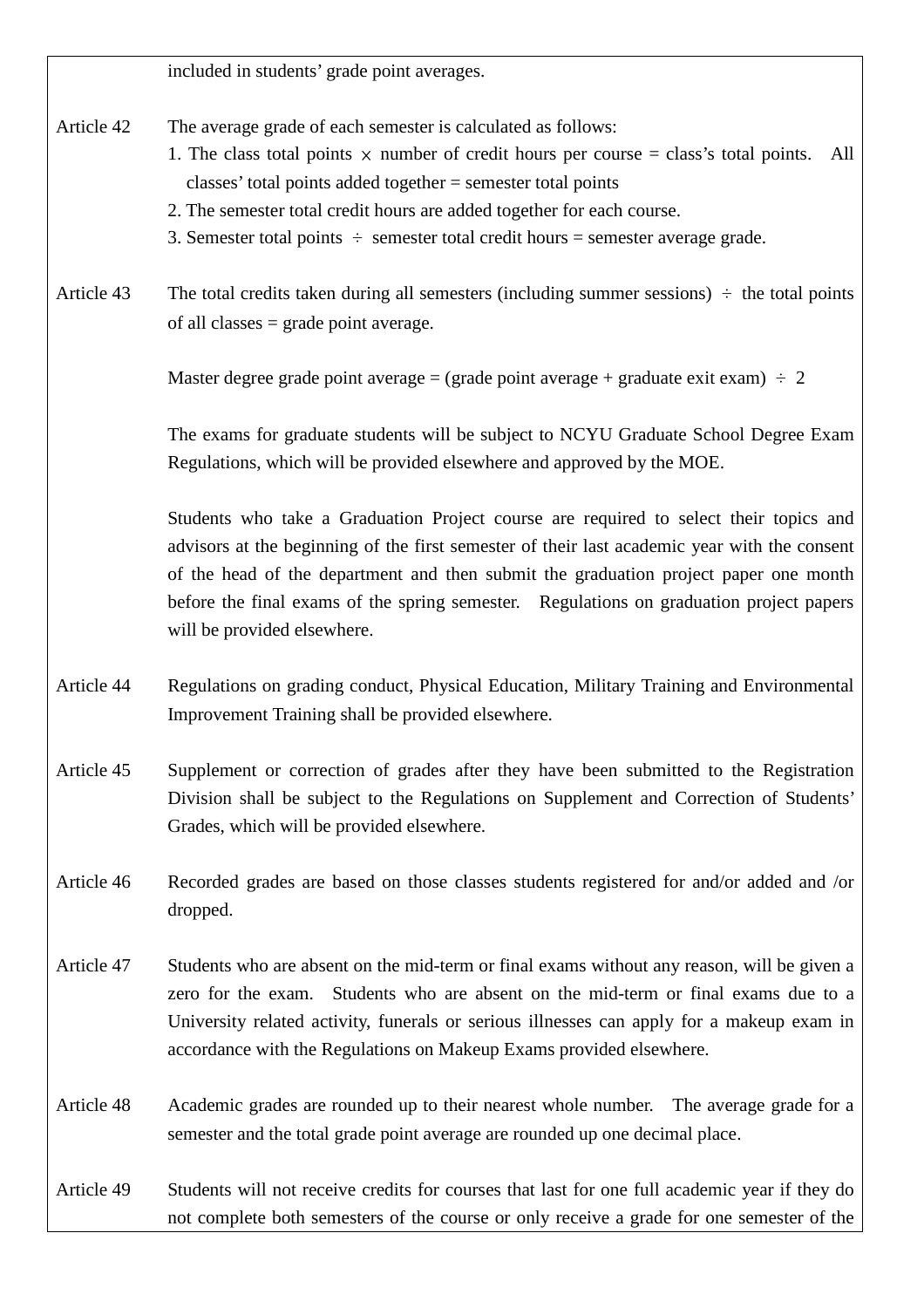included in students' grade point averages.

Article 42 The average grade of each semester is calculated as follows:

1. The class total points × number of credit hours per course = class's total points. All classes' total points added together = semester total points
2. The semester total credit hours are added together for each course.
3. Semester total points ÷ semester total credit hours = semester average grade.

Article 43 The total credits taken during all semesters (including summer sessions) ÷ the total points of all classes = grade point average.

Master degree grade point average = (grade point average + graduate exit exam) ÷ 2

The exams for graduate students will be subject to NCYU Graduate School Degree Exam Regulations, which will be provided elsewhere and approved by the MOE.

Students who take a Graduation Project course are required to select their topics and advisors at the beginning of the first semester of their last academic year with the consent of the head of the department and then submit the graduation project paper one month before the final exams of the spring semester. Regulations on graduation project papers will be provided elsewhere.

Article 44 Regulations on grading conduct, Physical Education, Military Training and Environmental Improvement Training shall be provided elsewhere.

Article 45 Supplement or correction of grades after they have been submitted to the Registration Division shall be subject to the Regulations on Supplement and Correction of Students' Grades, which will be provided elsewhere.

Article 46 Recorded grades are based on those classes students registered for and/or added and /or dropped.

Article 47 Students who are absent on the mid-term or final exams without any reason, will be given a zero for the exam. Students who are absent on the mid-term or final exams due to a University related activity, funerals or serious illnesses can apply for a makeup exam in accordance with the Regulations on Makeup Exams provided elsewhere.

Article 48 Academic grades are rounded up to their nearest whole number. The average grade for a semester and the total grade point average are rounded up one decimal place.

Article 49 Students will not receive credits for courses that last for one full academic year if they do not complete both semesters of the course or only receive a grade for one semester of the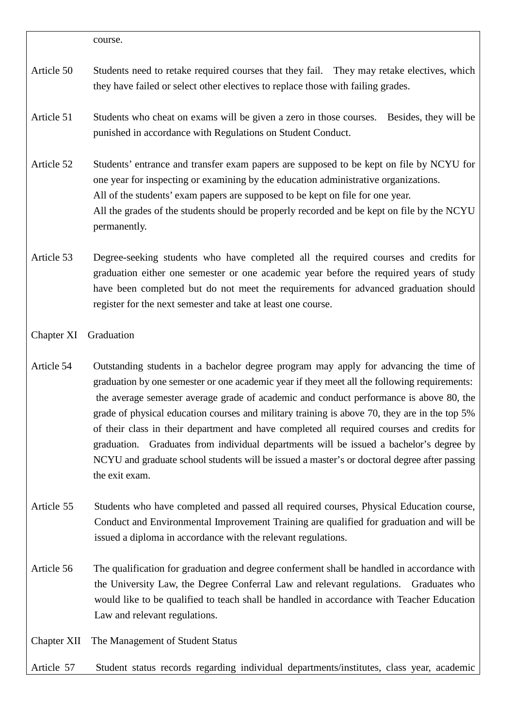course.

Article 50 Students need to retake required courses that they fail. They may retake electives, which they have failed or select other electives to replace those with failing grades.

Article 51 Students who cheat on exams will be given a zero in those courses. Besides, they will be punished in accordance with Regulations on Student Conduct.

Article 52 Students' entrance and transfer exam papers are supposed to be kept on file by NCYU for one year for inspecting or examining by the education administrative organizations.
All of the students' exam papers are supposed to be kept on file for one year.
All the grades of the students should be properly recorded and be kept on file by the NCYU permanently.

Article 53 Degree-seeking students who have completed all the required courses and credits for graduation either one semester or one academic year before the required years of study have been completed but do not meet the requirements for advanced graduation should register for the next semester and take at least one course.

## Chapter XI Graduation

Article 54 Outstanding students in a bachelor degree program may apply for advancing the time of graduation by one semester or one academic year if they meet all the following requirements: the average semester average grade of academic and conduct performance is above 80, the grade of physical education courses and military training is above 70, they are in the top 5% of their class in their department and have completed all required courses and credits for graduation. Graduates from individual departments will be issued a bachelor's degree by NCYU and graduate school students will be issued a master's or doctoral degree after passing the exit exam.

Article 55 Students who have completed and passed all required courses, Physical Education course, Conduct and Environmental Improvement Training are qualified for graduation and will be issued a diploma in accordance with the relevant regulations.

Article 56 The qualification for graduation and degree conferment shall be handled in accordance with the University Law, the Degree Conferral Law and relevant regulations. Graduates who would like to be qualified to teach shall be handled in accordance with Teacher Education Law and relevant regulations.

## Chapter XII The Management of Student Status

Article 57 Student status records regarding individual departments/institutes, class year, academic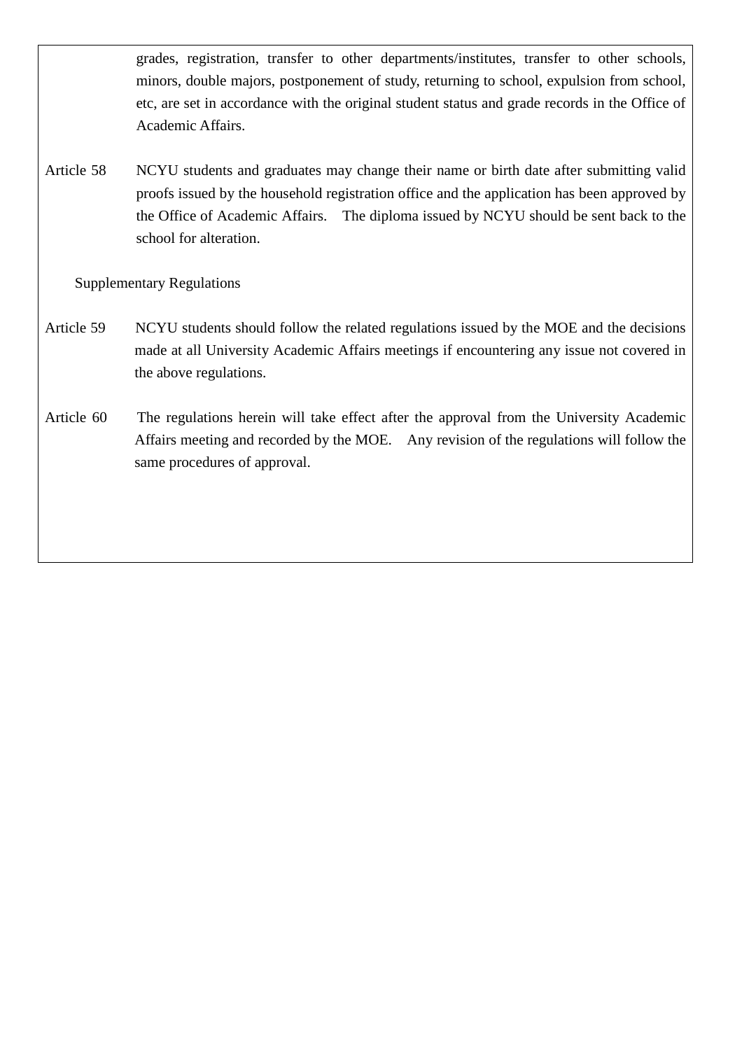grades, registration, transfer to other departments/institutes, transfer to other schools, minors, double majors, postponement of study, returning to school, expulsion from school, etc, are set in accordance with the original student status and grade records in the Office of Academic Affairs.

Article 58 NCYU students and graduates may change their name or birth date after submitting valid proofs issued by the household registration office and the application has been approved by the Office of Academic Affairs. The diploma issued by NCYU should be sent back to the school for alteration.

Supplementary Regulations

Article 59 NCYU students should follow the related regulations issued by the MOE and the decisions made at all University Academic Affairs meetings if encountering any issue not covered in the above regulations.

Article 60 The regulations herein will take effect after the approval from the University Academic Affairs meeting and recorded by the MOE. Any revision of the regulations will follow the same procedures of approval.